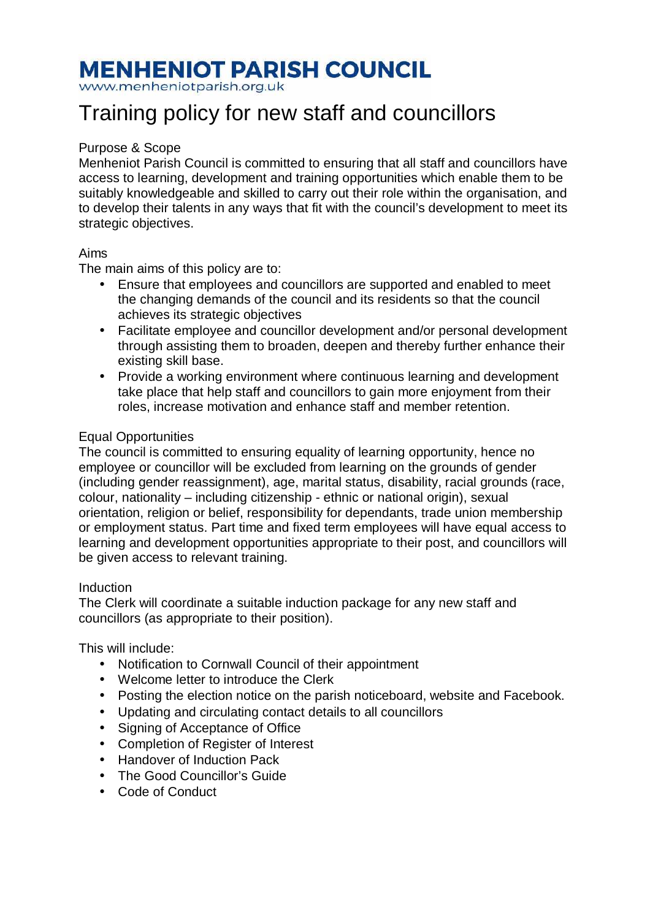# MENHENIOT PARISH COUNCIL

www.menheniotparish.org.uk

# Training policy for new staff and councillors

## Purpose & Scope

Menheniot Parish Council is committed to ensuring that all staff and councillors have access to learning, development and training opportunities which enable them to be suitably knowledgeable and skilled to carry out their role within the organisation, and to develop their talents in any ways that fit with the council's development to meet its strategic objectives.

## Aims

The main aims of this policy are to:

- Ensure that employees and councillors are supported and enabled to meet the changing demands of the council and its residents so that the council achieves its strategic objectives
- Facilitate employee and councillor development and/or personal development through assisting them to broaden, deepen and thereby further enhance their existing skill base.
- Provide a working environment where continuous learning and development take place that help staff and councillors to gain more enjoyment from their roles, increase motivation and enhance staff and member retention.

## Equal Opportunities

The council is committed to ensuring equality of learning opportunity, hence no employee or councillor will be excluded from learning on the grounds of gender (including gender reassignment), age, marital status, disability, racial grounds (race, colour, nationality – including citizenship - ethnic or national origin), sexual orientation, religion or belief, responsibility for dependants, trade union membership or employment status. Part time and fixed term employees will have equal access to learning and development opportunities appropriate to their post, and councillors will be given access to relevant training.

## Induction

The Clerk will coordinate a suitable induction package for any new staff and councillors (as appropriate to their position).

This will include:

- Notification to Cornwall Council of their appointment
- Welcome letter to introduce the Clerk
- Posting the election notice on the parish noticeboard, website and Facebook.
- Updating and circulating contact details to all councillors
- Signing of Acceptance of Office
- Completion of Register of Interest
- Handover of Induction Pack
- The Good Councillor's Guide
- Code of Conduct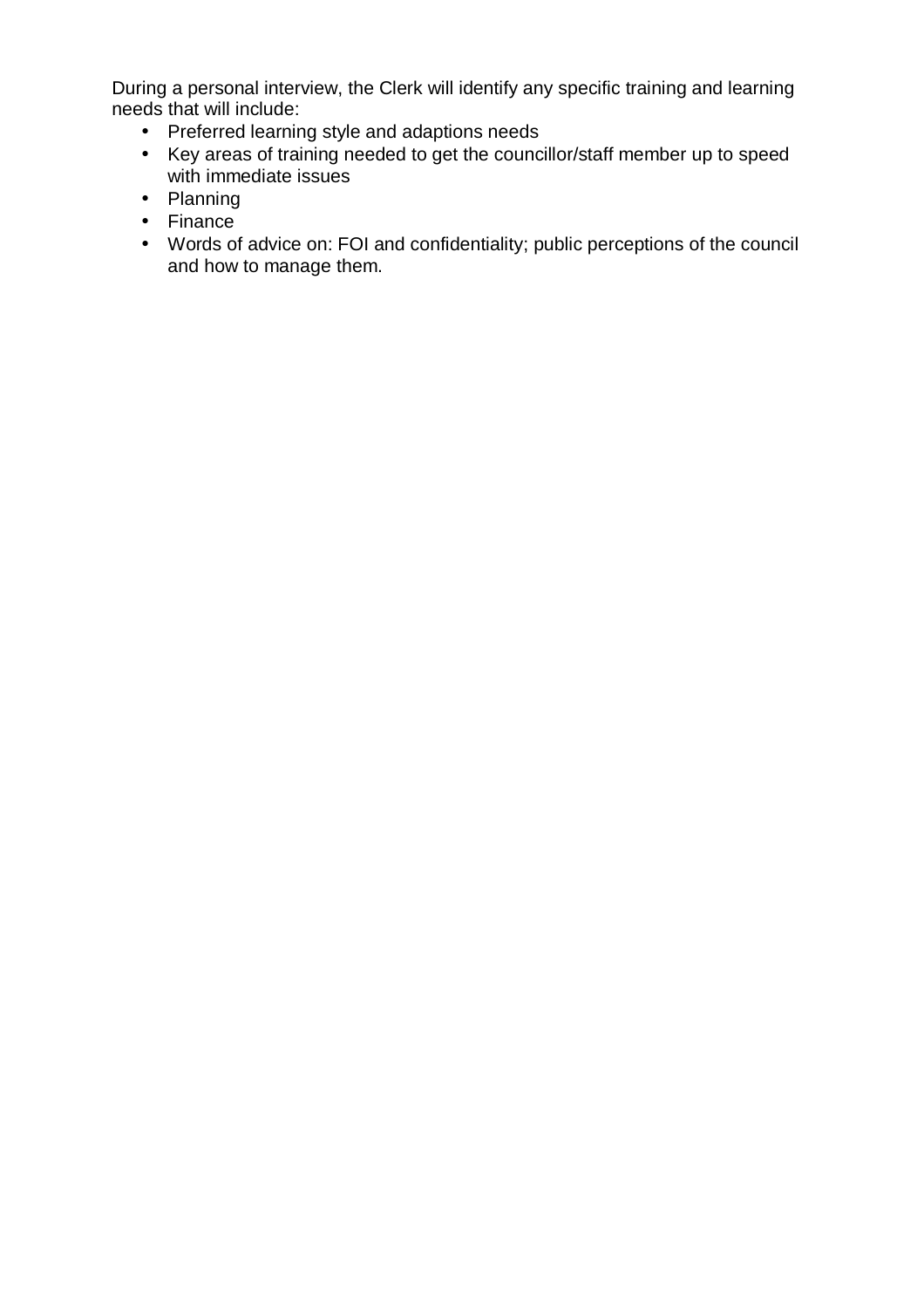During a personal interview, the Clerk will identify any specific training and learning needs that will include:

- Preferred learning style and adaptions needs
- Key areas of training needed to get the councillor/staff member up to speed with immediate issues
- Planning
- Finance
- Words of advice on: FOI and confidentiality; public perceptions of the council and how to manage them.